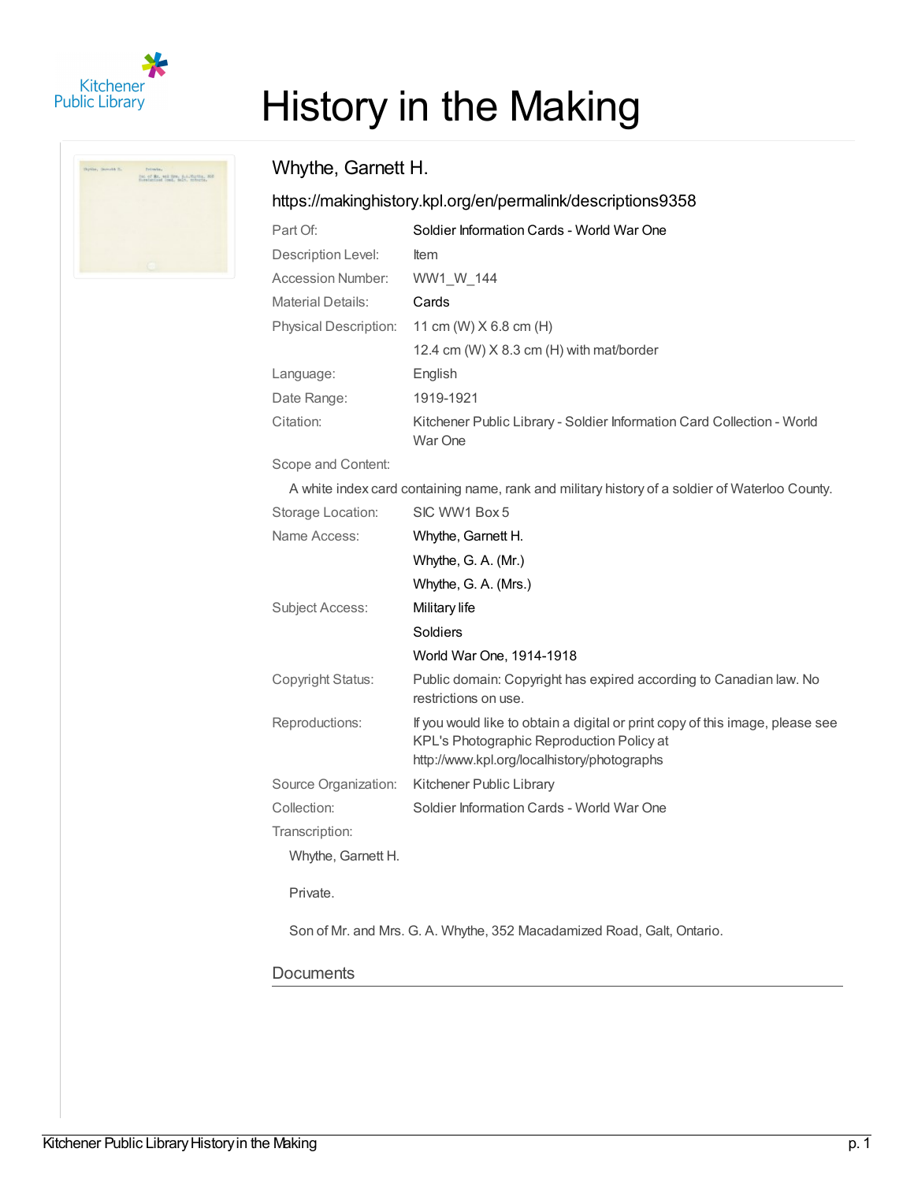# History in the Making

## Whythe, Garnett H.

https://makinghistory.kpl.org/en/permalink/descriptions9358

| | |
|---|---|
| Part Of: | Soldier Information Cards - World War One |
| Description Level: | Item |
| Accession Number: | WW1_W_144 |
| Material Details: | Cards |
| Physical Description: | 11 cm (W) X 6.8 cm (H) |
| | 12.4 cm (W) X 8.3 cm (H) with mat/border |
| Language: | English |
| Date Range: | 1919-1921 |
| Citation: | Kitchener Public Library - Soldier Information Card Collection - World War One |

Scope and Content:

A white index card containing name, rank and military history of a soldier of Waterloo County.

| | |
|---|---|
| Storage Location: | SIC WW1 Box 5 |
| Name Access: | Whythe, Garnett H. |
| | Whythe, G. A. (Mr.) |
| | Whythe, G. A. (Mrs.) |
| Subject Access: | Military life |
| | Soldiers |
| | World War One, 1914-1918 |
| Copyright Status: | Public domain: Copyright has expired according to Canadian law. No restrictions on use. |
| Reproductions: | If you would like to obtain a digital or print copy of this image, please see KPL's Photographic Reproduction Policy at http://www.kpl.org/localhistory/photographs |
| Source Organization: | Kitchener Public Library |
| Collection: | Soldier Information Cards - World War One |

Transcription:

Whythe, Garnett H.

Private.

Son of Mr. and Mrs. G. A. Whythe, 352 Macadamized Road, Galt, Ontario.

### Documents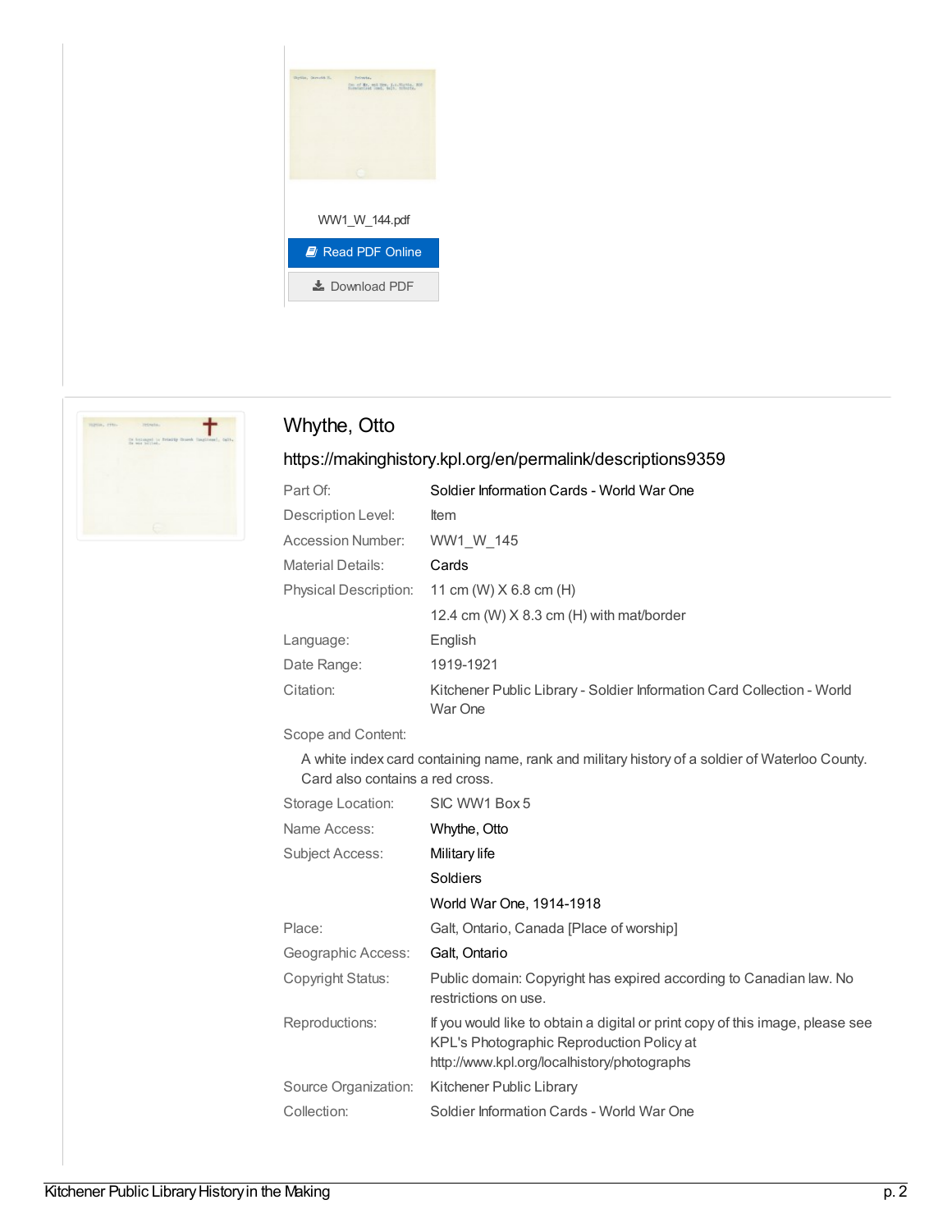WW1_W_144.pdf

Read PDF Online

Download PDF

## Whythe, Otto

https://makinghistory.kpl.org/en/permalink/descriptions9359

| | |
|---|---|
| Part Of: | Soldier Information Cards - World War One |
| Description Level: | Item |
| Accession Number: | WW1_W_145 |
| Material Details: | Cards |
| Physical Description: | 11 cm (W) X 6.8 cm (H) |
| | 12.4 cm (W) X 8.3 cm (H) with mat/border |
| Language: | English |
| Date Range: | 1919-1921 |
| Citation: | Kitchener Public Library - Soldier Information Card Collection - World War One |

Scope and Content:

A white index card containing name, rank and military history of a soldier of Waterloo County. Card also contains a red cross.

| | |
|---|---|
| Storage Location: | SIC WW1 Box 5 |
| Name Access: | Whythe, Otto |
| Subject Access: | Military life |
| | Soldiers |
| | World War One, 1914-1918 |
| Place: | Galt, Ontario, Canada [Place of worship] |
| Geographic Access: | Galt, Ontario |
| Copyright Status: | Public domain: Copyright has expired according to Canadian law. No restrictions on use. |
| Reproductions: | If you would like to obtain a digital or print copy of this image, please see KPL's Photographic Reproduction Policy at http://www.kpl.org/localhistory/photographs |
| Source Organization: | Kitchener Public Library |
| Collection: | Soldier Information Cards - World War One |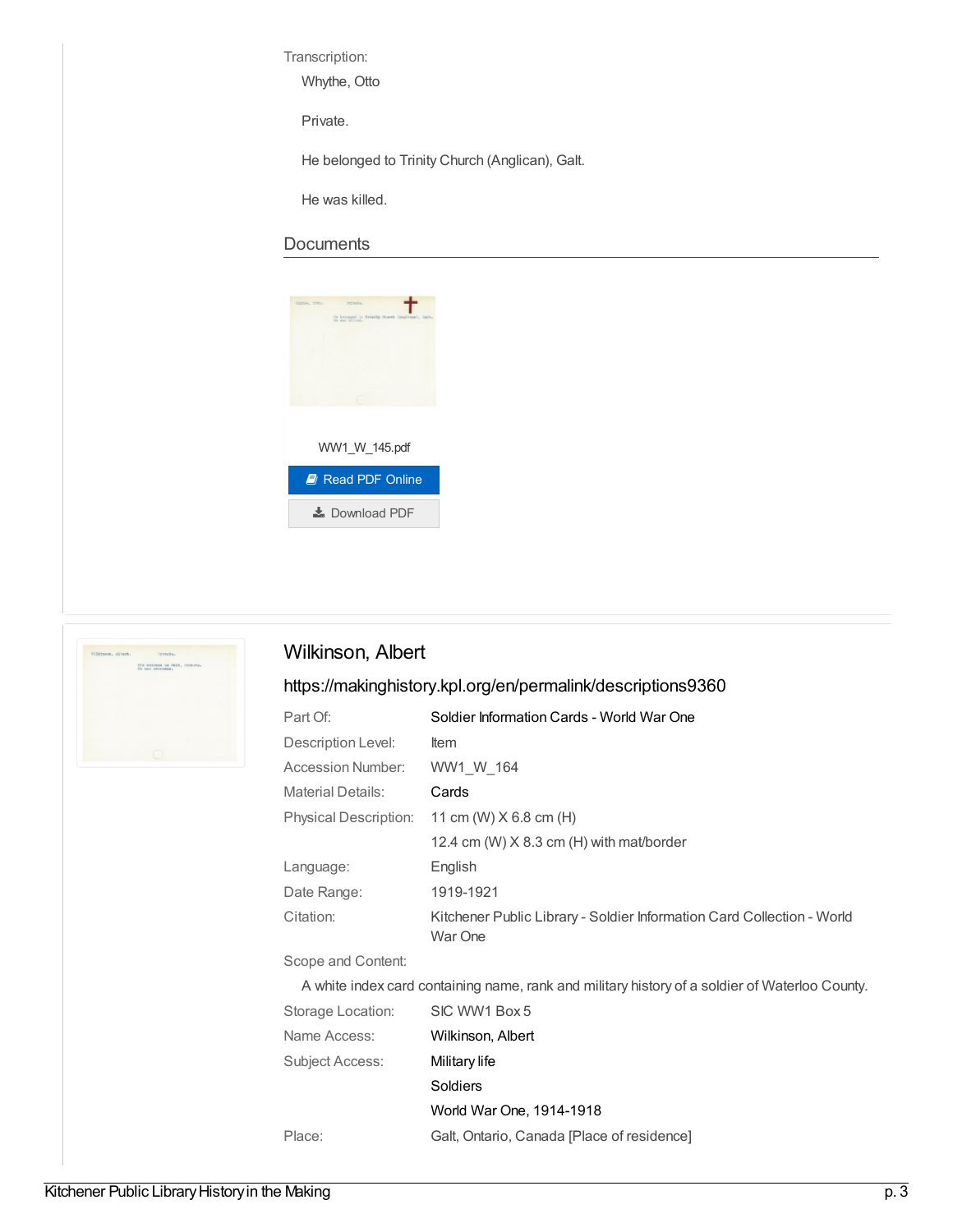Transcription:

Whythe, Otto

Private.

He belonged to Trinity Church (Anglican), Galt.

He was killed.

## Documents

WW1_W_145.pdf

Read PDF Online

Download PDF

## Wilkinson, Albert

https://makinghistory.kpl.org/en/permalink/descriptions9360

| | |
|---|---|
| Part Of: | Soldier Information Cards - World War One |
| Description Level: | Item |
| Accession Number: | WW1_W_164 |
| Material Details: | Cards |
| Physical Description: | 11 cm (W) X 6.8 cm (H) |
| | 12.4 cm (W) X 8.3 cm (H) with mat/border |
| Language: | English |
| Date Range: | 1919-1921 |
| Citation: | Kitchener Public Library - Soldier Information Card Collection - World War One |

Scope and Content:

A white index card containing name, rank and military history of a soldier of Waterloo County.

| | |
|---|---|
| Storage Location: | SIC WW1 Box 5 |
| Name Access: | Wilkinson, Albert |
| Subject Access: | Military life |
| | Soldiers |
| | World War One, 1914-1918 |
| Place: | Galt, Ontario, Canada [Place of residence] |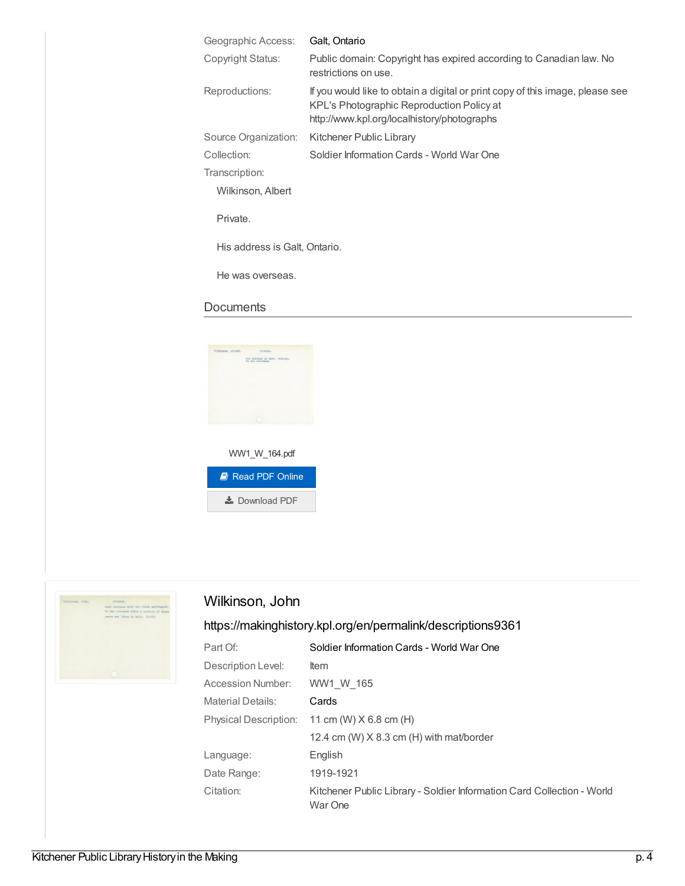| | |
|---|---|
| Geographic Access: | Galt, Ontario |
| Copyright Status: | Public domain: Copyright has expired according to Canadian law. No restrictions on use. |
| Reproductions: | If you would like to obtain a digital or print copy of this image, please see KPL's Photographic Reproduction Policy at http://www.kpl.org/localhistory/photographs |
| Source Organization: | Kitchener Public Library |
| Collection: | Soldier Information Cards - World War One |

Transcription:

Wilkinson, Albert

Private.

His address is Galt, Ontario.

He was overseas.

## Documents

WW1_W_164.pdf

Read PDF Online

Download PDF

## Wilkinson, John

https://makinghistory.kpl.org/en/permalink/descriptions9361

| | |
|---|---|
| Part Of: | Soldier Information Cards - World War One |
| Description Level: | Item |
| Accession Number: | WW1_W_165 |
| Material Details: | Cards |
| Physical Description: | 11 cm (W) X 6.8 cm (H) |
| | 12.4 cm (W) X 8.3 cm (H) with mat/border |
| Language: | English |
| Date Range: | 1919-1921 |
| Citation: | Kitchener Public Library - Soldier Information Card Collection - World War One |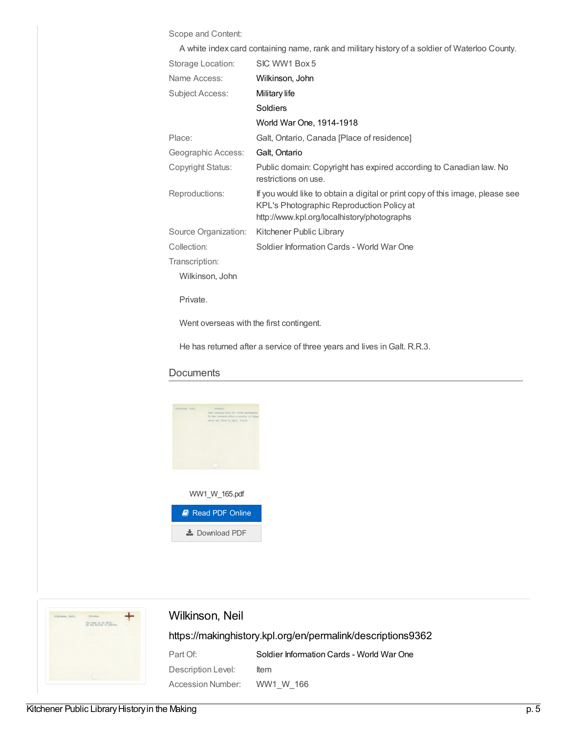Scope and Content:

A white index card containing name, rank and military history of a soldier of Waterloo County.

| | |
|---|---|
| Storage Location: | SIC WW1 Box 5 |
| Name Access: | Wilkinson, John |
| Subject Access: | Military life<br>Soldiers<br>World War One, 1914-1918 |
| Place: | Galt, Ontario, Canada [Place of residence] |
| Geographic Access: | Galt, Ontario |
| Copyright Status: | Public domain: Copyright has expired according to Canadian law. No restrictions on use. |
| Reproductions: | If you would like to obtain a digital or print copy of this image, please see KPL's Photographic Reproduction Policy at http://www.kpl.org/localhistory/photographs |
| Source Organization: | Kitchener Public Library |
| Collection: | Soldier Information Cards - World War One |

Transcription:

Wilkinson, John

Private.

Went overseas with the first contingent.

He has returned after a service of three years and lives in Galt. R.R.3.

## Documents

WW1_W_165.pdf

Read PDF Online

Download PDF

## Wilkinson, Neil

https://makinghistory.kpl.org/en/permalink/descriptions9362

| | |
|---|---|
| Part Of: | Soldier Information Cards - World War One |
| Description Level: | Item |
| Accession Number: | WW1_W_166 |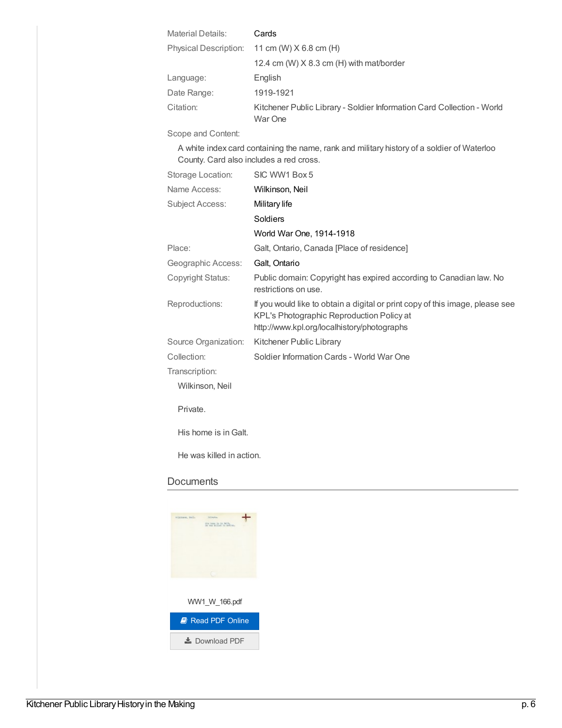| | |
|---|---|
| Material Details: | Cards |
| Physical Description: | 11 cm (W) X 6.8 cm (H) |
| | 12.4 cm (W) X 8.3 cm (H) with mat/border |
| Language: | English |
| Date Range: | 1919-1921 |
| Citation: | Kitchener Public Library - Soldier Information Card Collection - World War One |

Scope and Content:

A white index card containing the name, rank and military history of a soldier of Waterloo County. Card also includes a red cross.

| | |
|---|---|
| Storage Location: | SIC WW1 Box 5 |
| Name Access: | Wilkinson, Neil |
| Subject Access: | Military life |
| | Soldiers |
| | World War One, 1914-1918 |
| Place: | Galt, Ontario, Canada [Place of residence] |
| Geographic Access: | Galt, Ontario |
| Copyright Status: | Public domain: Copyright has expired according to Canadian law. No restrictions on use. |
| Reproductions: | If you would like to obtain a digital or print copy of this image, please see KPL's Photographic Reproduction Policy at http://www.kpl.org/localhistory/photographs |
| Source Organization: | Kitchener Public Library |
| Collection: | Soldier Information Cards - World War One |

Transcription:

Wilkinson, Neil

Private.

His home is in Galt.

He was killed in action.

## Documents

WW1_W_166.pdf

Read PDF Online

Download PDF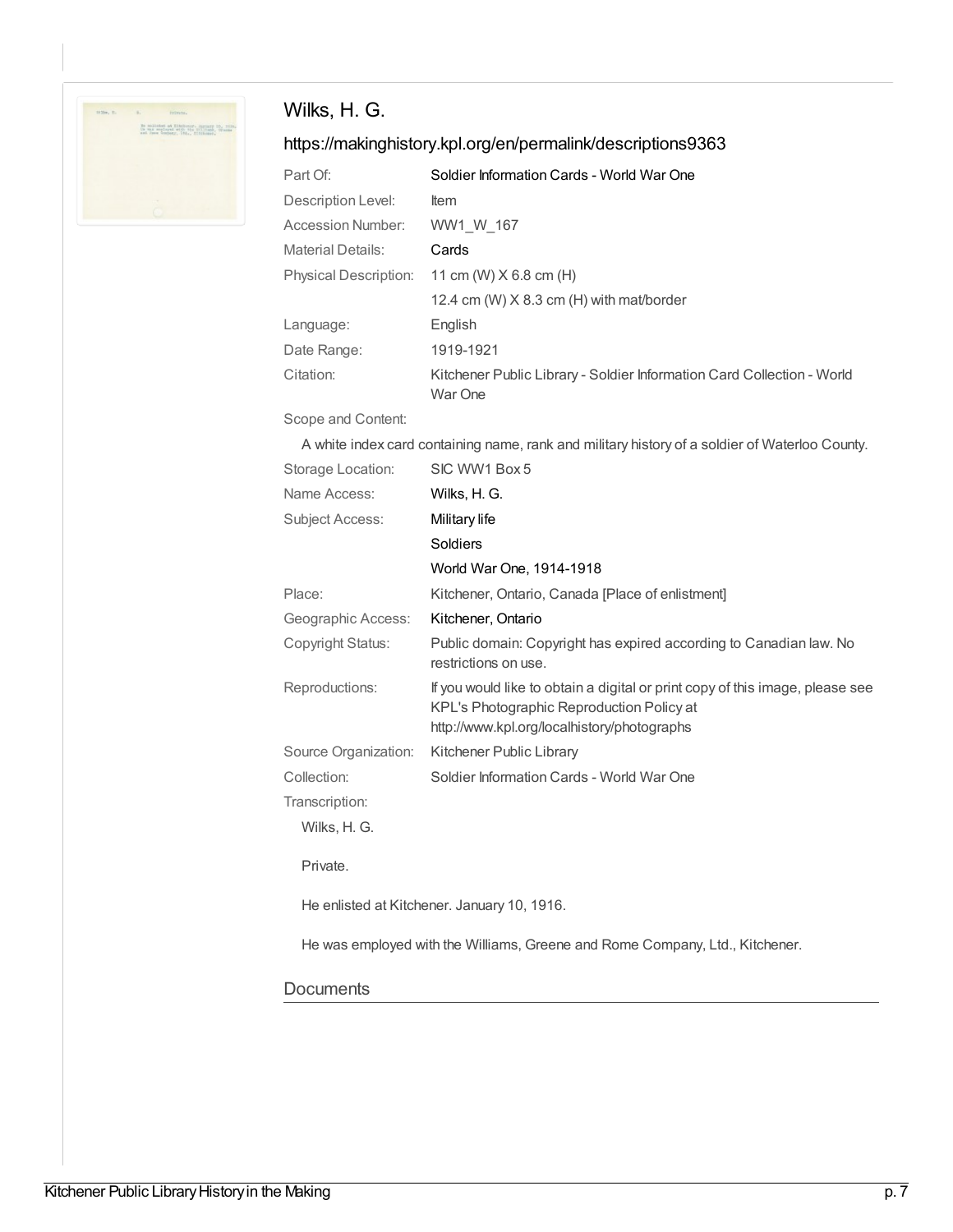## Wilks, H. G.

https://makinghistory.kpl.org/en/permalink/descriptions9363

| | |
|---|---|
| Part Of: | Soldier Information Cards - World War One |
| Description Level: | Item |
| Accession Number: | WW1_W_167 |
| Material Details: | Cards |
| Physical Description: | 11 cm (W) X 6.8 cm (H) |
| | 12.4 cm (W) X 8.3 cm (H) with mat/border |
| Language: | English |
| Date Range: | 1919-1921 |
| Citation: | Kitchener Public Library - Soldier Information Card Collection - World War One |

Scope and Content:

A white index card containing name, rank and military history of a soldier of Waterloo County.

| | |
|---|---|
| Storage Location: | SIC WW1 Box 5 |
| Name Access: | Wilks, H. G. |
| Subject Access: | Military life |
| | Soldiers |
| | World War One, 1914-1918 |
| Place: | Kitchener, Ontario, Canada [Place of enlistment] |
| Geographic Access: | Kitchener, Ontario |
| Copyright Status: | Public domain: Copyright has expired according to Canadian law. No restrictions on use. |
| Reproductions: | If you would like to obtain a digital or print copy of this image, please see KPL's Photographic Reproduction Policy at http://www.kpl.org/localhistory/photographs |
| Source Organization: | Kitchener Public Library |
| Collection: | Soldier Information Cards - World War One |

Transcription:

Wilks, H. G.

Private.

He enlisted at Kitchener. January 10, 1916.

He was employed with the Williams, Greene and Rome Company, Ltd., Kitchener.

### Documents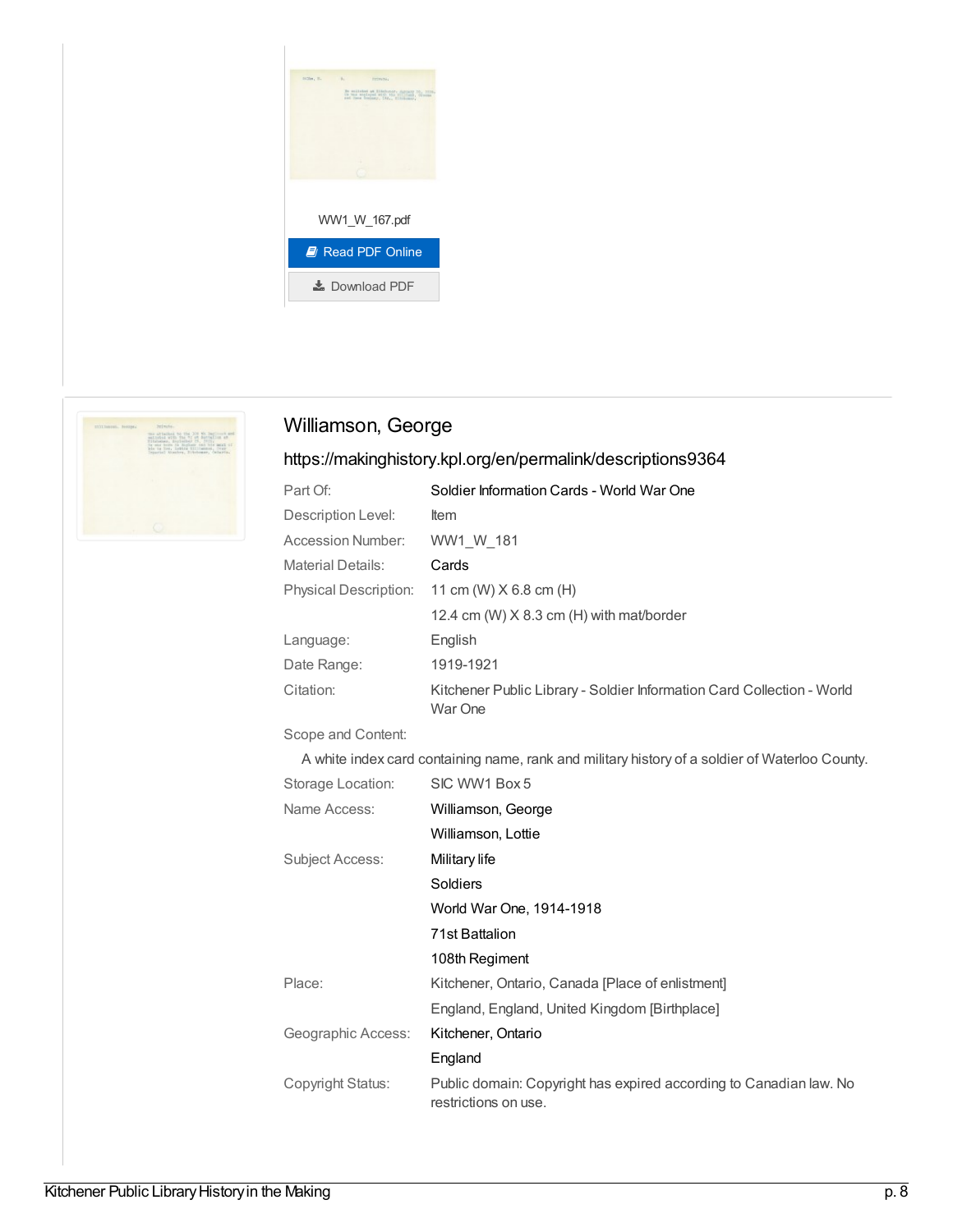WW1_W_167.pdf

Read PDF Online

Download PDF

## Williamson, George

https://makinghistory.kpl.org/en/permalink/descriptions9364

| | |
|---|---|
| Part Of: | Soldier Information Cards - World War One |
| Description Level: | Item |
| Accession Number: | WW1_W_181 |
| Material Details: | Cards |
| Physical Description: | 11 cm (W) X 6.8 cm (H) |
| | 12.4 cm (W) X 8.3 cm (H) with mat/border |
| Language: | English |
| Date Range: | 1919-1921 |
| Citation: | Kitchener Public Library - Soldier Information Card Collection - World War One |

Scope and Content:

A white index card containing name, rank and military history of a soldier of Waterloo County.

| | |
|---|---|
| Storage Location: | SIC WW1 Box 5 |
| Name Access: | Williamson, George |
| | Williamson, Lottie |
| Subject Access: | Military life |
| | Soldiers |
| | World War One, 1914-1918 |
| | 71st Battalion |
| | 108th Regiment |
| Place: | Kitchener, Ontario, Canada [Place of enlistment] |
| | England, England, United Kingdom [Birthplace] |
| Geographic Access: | Kitchener, Ontario |
| | England |
| Copyright Status: | Public domain: Copyright has expired according to Canadian law. No restrictions on use. |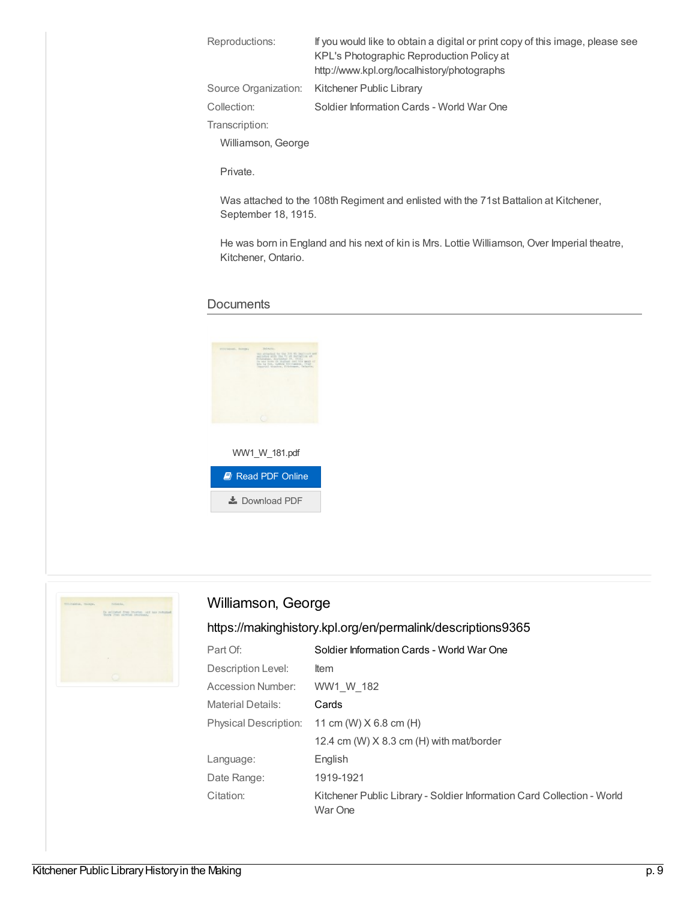| | |
|---|---|
| Reproductions: | If you would like to obtain a digital or print copy of this image, please see KPL's Photographic Reproduction Policy at http://www.kpl.org/localhistory/photographs |
| Source Organization: | Kitchener Public Library |
| Collection: | Soldier Information Cards - World War One |

Transcription:

Williamson, George

Private.

Was attached to the 108th Regiment and enlisted with the 71st Battalion at Kitchener, September 18, 1915.

He was born in England and his next of kin is Mrs. Lottie Williamson, Over Imperial theatre, Kitchener, Ontario.

## Documents

WW1_W_181.pdf

Read PDF Online

Download PDF

## Williamson, George

https://makinghistory.kpl.org/en/permalink/descriptions9365

| | |
|---|---|
| Part Of: | Soldier Information Cards - World War One |
| Description Level: | Item |
| Accession Number: | WW1_W_182 |
| Material Details: | Cards |
| Physical Description: | 11 cm (W) X 6.8 cm (H)<br>12.4 cm (W) X 8.3 cm (H) with mat/border |
| Language: | English |
| Date Range: | 1919-1921 |
| Citation: | Kitchener Public Library - Soldier Information Card Collection - World War One |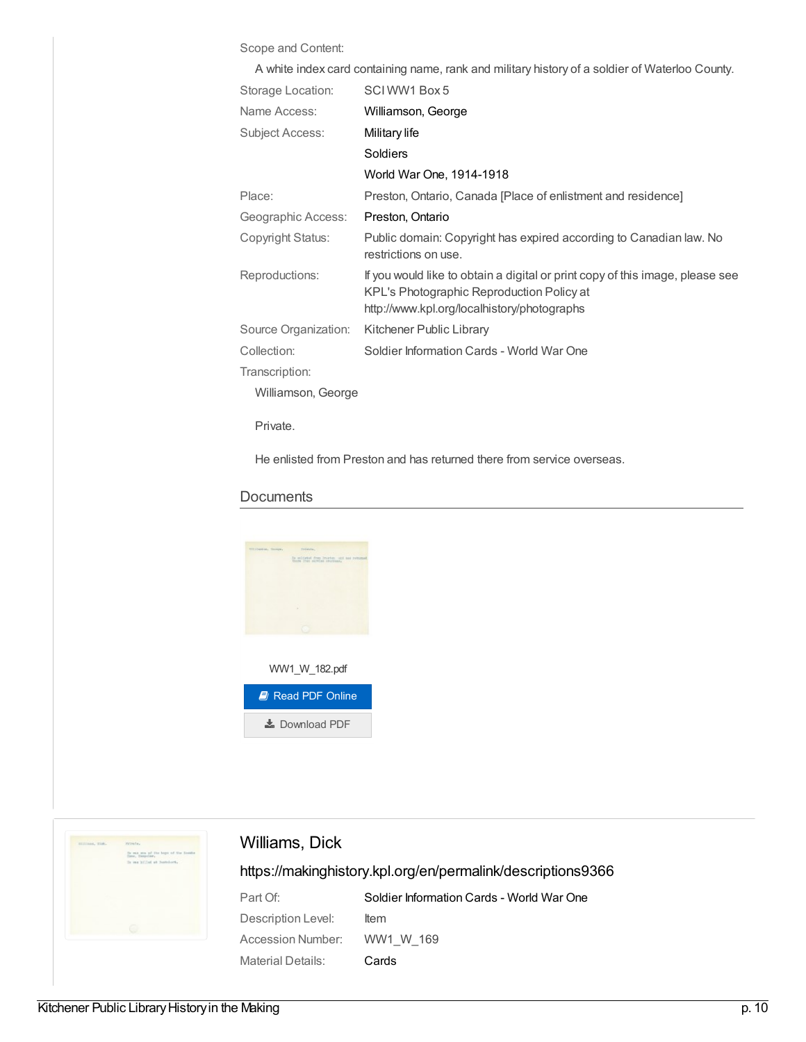Scope and Content:

A white index card containing name, rank and military history of a soldier of Waterloo County.

| | |
|---|---|
| Storage Location: | SCI WW1 Box 5 |
| Name Access: | Williamson, George |
| Subject Access: | Military life<br>Soldiers<br>World War One, 1914-1918 |
| Place: | Preston, Ontario, Canada [Place of enlistment and residence] |
| Geographic Access: | Preston, Ontario |
| Copyright Status: | Public domain: Copyright has expired according to Canadian law. No restrictions on use. |
| Reproductions: | If you would like to obtain a digital or print copy of this image, please see KPL's Photographic Reproduction Policy at http://www.kpl.org/localhistory/photographs |
| Source Organization: | Kitchener Public Library |
| Collection: | Soldier Information Cards - World War One |

Transcription:

Williamson, George

Private.

He enlisted from Preston and has returned there from service overseas.

## Documents

WW1_W_182.pdf

Read PDF Online

Download PDF

## Williams, Dick

https://makinghistory.kpl.org/en/permalink/descriptions9366

| | |
|---|---|
| Part Of: | Soldier Information Cards - World War One |
| Description Level: | Item |
| Accession Number: | WW1_W_169 |
| Material Details: | Cards |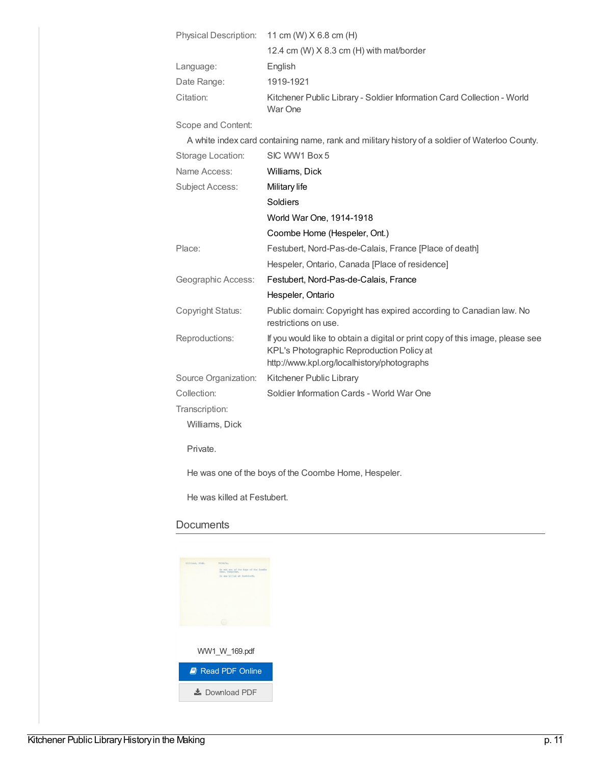Physical Description: 11 cm (W) X 6.8 cm (H)

12.4 cm (W) X 8.3 cm (H) with mat/border

Language: English

Date Range: 1919-1921

Citation: Kitchener Public Library - Soldier Information Card Collection - World War One

Scope and Content:

A white index card containing name, rank and military history of a soldier of Waterloo County.

Storage Location: SIC WW1 Box 5

Name Access: Williams, Dick

Subject Access: Military life

Soldiers

World War One, 1914-1918

Coombe Home (Hespeler, Ont.)

Place: Festubert, Nord-Pas-de-Calais, France [Place of death]

Hespeler, Ontario, Canada [Place of residence]

Geographic Access: Festubert, Nord-Pas-de-Calais, France

Hespeler, Ontario

Copyright Status: Public domain: Copyright has expired according to Canadian law. No restrictions on use.

Reproductions: If you would like to obtain a digital or print copy of this image, please see KPL's Photographic Reproduction Policy at http://www.kpl.org/localhistory/photographs

Source Organization: Kitchener Public Library

Collection: Soldier Information Cards - World War One

Transcription:

Williams, Dick

Private.

He was one of the boys of the Coombe Home, Hespeler.

He was killed at Festubert.

## Documents

WW1_W_169.pdf

Read PDF Online

Download PDF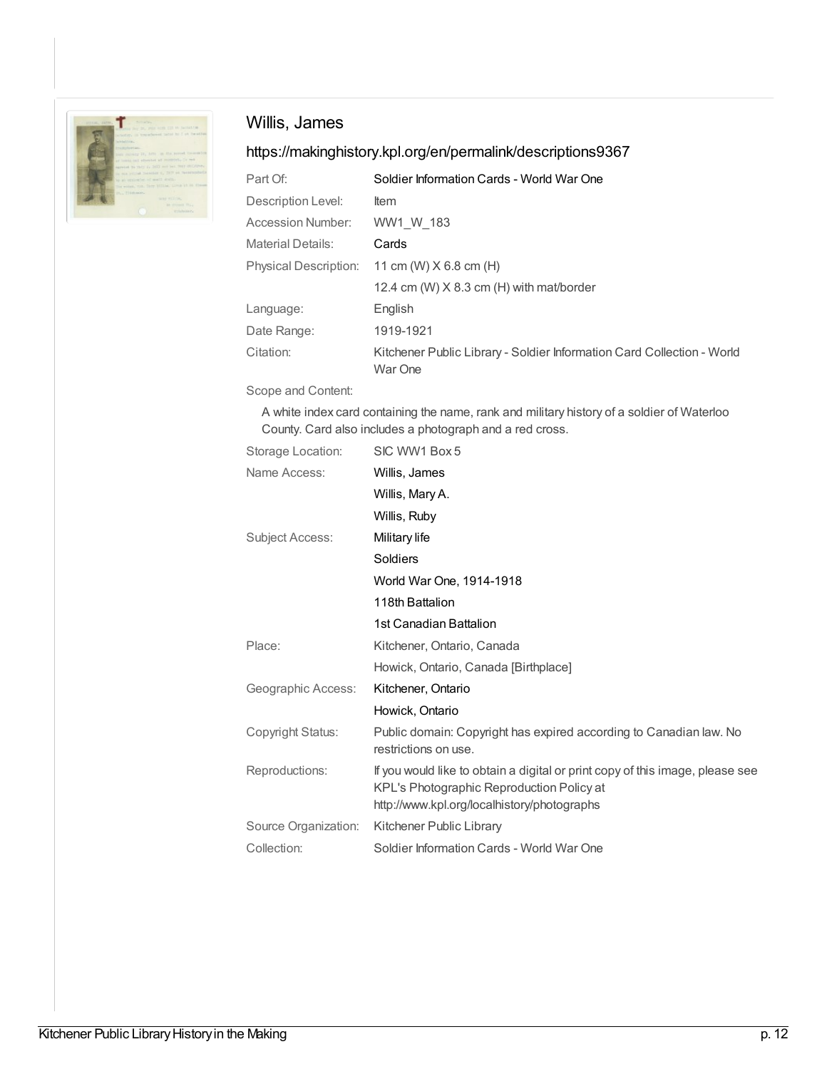## Willis, James

https://makinghistory.kpl.org/en/permalink/descriptions9367

| | |
|---|---|
| Part Of: | Soldier Information Cards - World War One |
| Description Level: | Item |
| Accession Number: | WW1_W_183 |
| Material Details: | Cards |
| Physical Description: | 11 cm (W) X 6.8 cm (H) |
| | 12.4 cm (W) X 8.3 cm (H) with mat/border |
| Language: | English |
| Date Range: | 1919-1921 |
| Citation: | Kitchener Public Library - Soldier Information Card Collection - World War One |

Scope and Content:

A white index card containing the name, rank and military history of a soldier of Waterloo County. Card also includes a photograph and a red cross.

| | |
|---|---|
| Storage Location: | SIC WW1 Box 5 |
| Name Access: | Willis, James |
| | Willis, Mary A. |
| | Willis, Ruby |
| Subject Access: | Military life |
| | Soldiers |
| | World War One, 1914-1918 |
| | 118th Battalion |
| | 1st Canadian Battalion |
| Place: | Kitchener, Ontario, Canada |
| | Howick, Ontario, Canada [Birthplace] |
| Geographic Access: | Kitchener, Ontario |
| | Howick, Ontario |
| Copyright Status: | Public domain: Copyright has expired according to Canadian law. No restrictions on use. |
| Reproductions: | If you would like to obtain a digital or print copy of this image, please see KPL's Photographic Reproduction Policy at http://www.kpl.org/localhistory/photographs |
| Source Organization: | Kitchener Public Library |
| Collection: | Soldier Information Cards - World War One |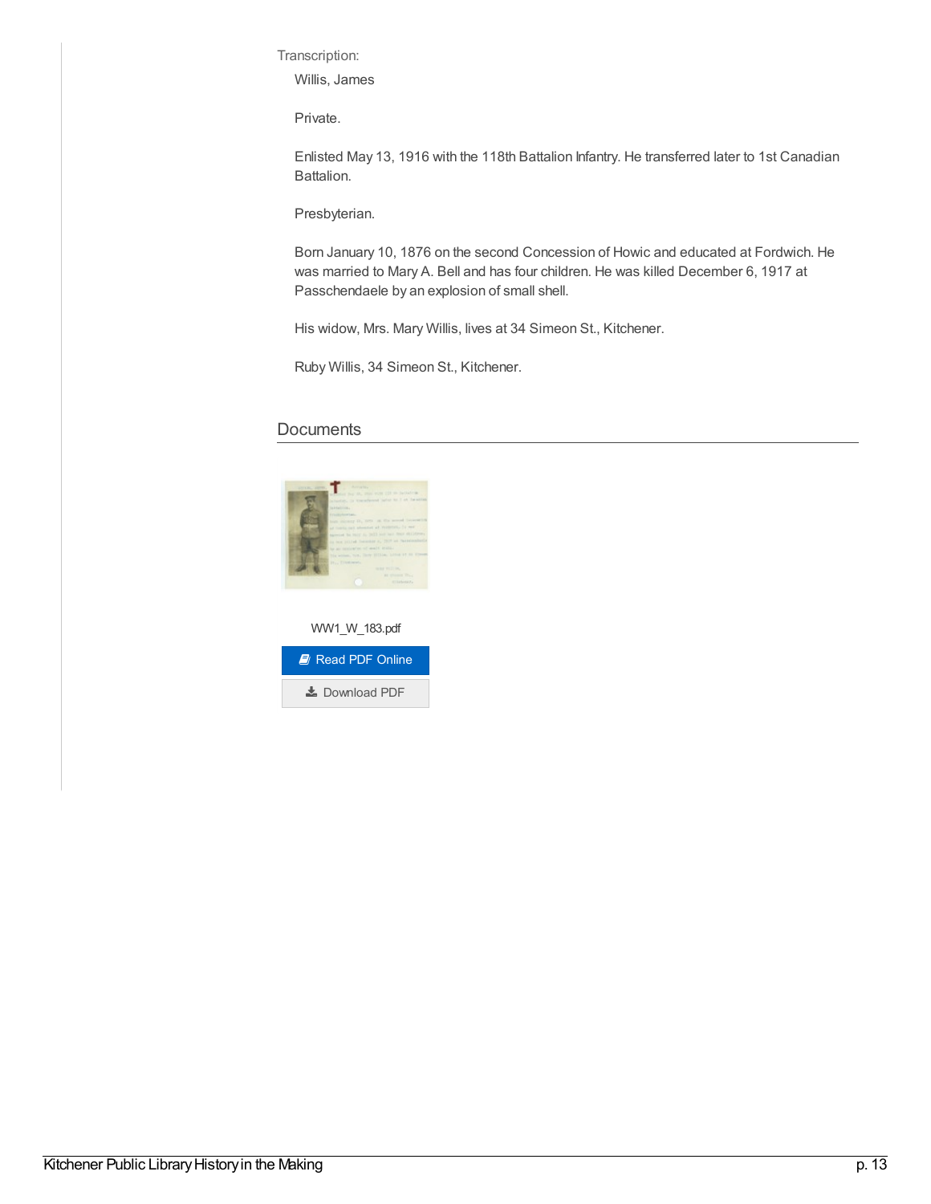Transcription:

Willis, James

Private.

Enlisted May 13, 1916 with the 118th Battalion Infantry. He transferred later to 1st Canadian Battalion.

Presbyterian.

Born January 10, 1876 on the second Concession of Howic and educated at Fordwich. He was married to Mary A. Bell and has four children. He was killed December 6, 1917 at Passchendaele by an explosion of small shell.

His widow, Mrs. Mary Willis, lives at 34 Simeon St., Kitchener.

Ruby Willis, 34 Simeon St., Kitchener.

## Documents

WW1_W_183.pdf

Read PDF Online

Download PDF